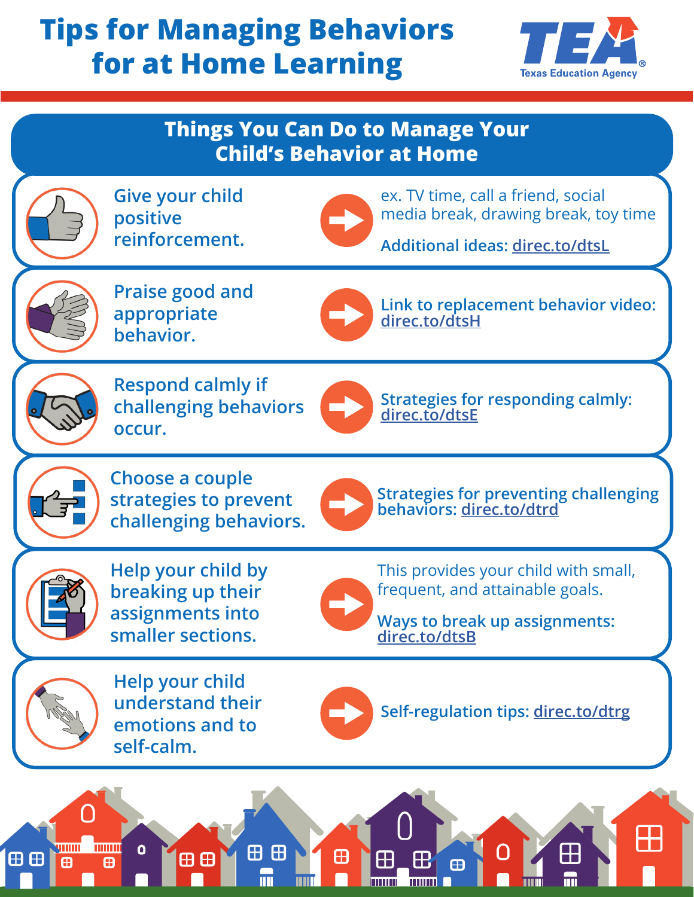# Tips for Managing Behaviors for at Home Learning

Texas Education Agency

## Things You Can Do to Manage Your Child's Behavior at Home

- **Give your child positive reinforcement.** → ex. TV time, call a friend, social media break, drawing break, toy time

  Additional ideas: direc.to/dtsL

- **Praise good and appropriate behavior.** → Link to replacement behavior video: direc.to/dtsH

- **Respond calmly if challenging behaviors occur.** → Strategies for responding calmly: direc.to/dtsE

- **Choose a couple strategies to prevent challenging behaviors.** → Strategies for preventing challenging behaviors: direc.to/dtrd

- **Help your child by breaking up their assignments into smaller sections.** → This provides your child with small, frequent, and attainable goals.

  Ways to break up assignments: direc.to/dtsB

- **Help your child understand their emotions and to self-calm.** → Self-regulation tips: direc.to/dtrg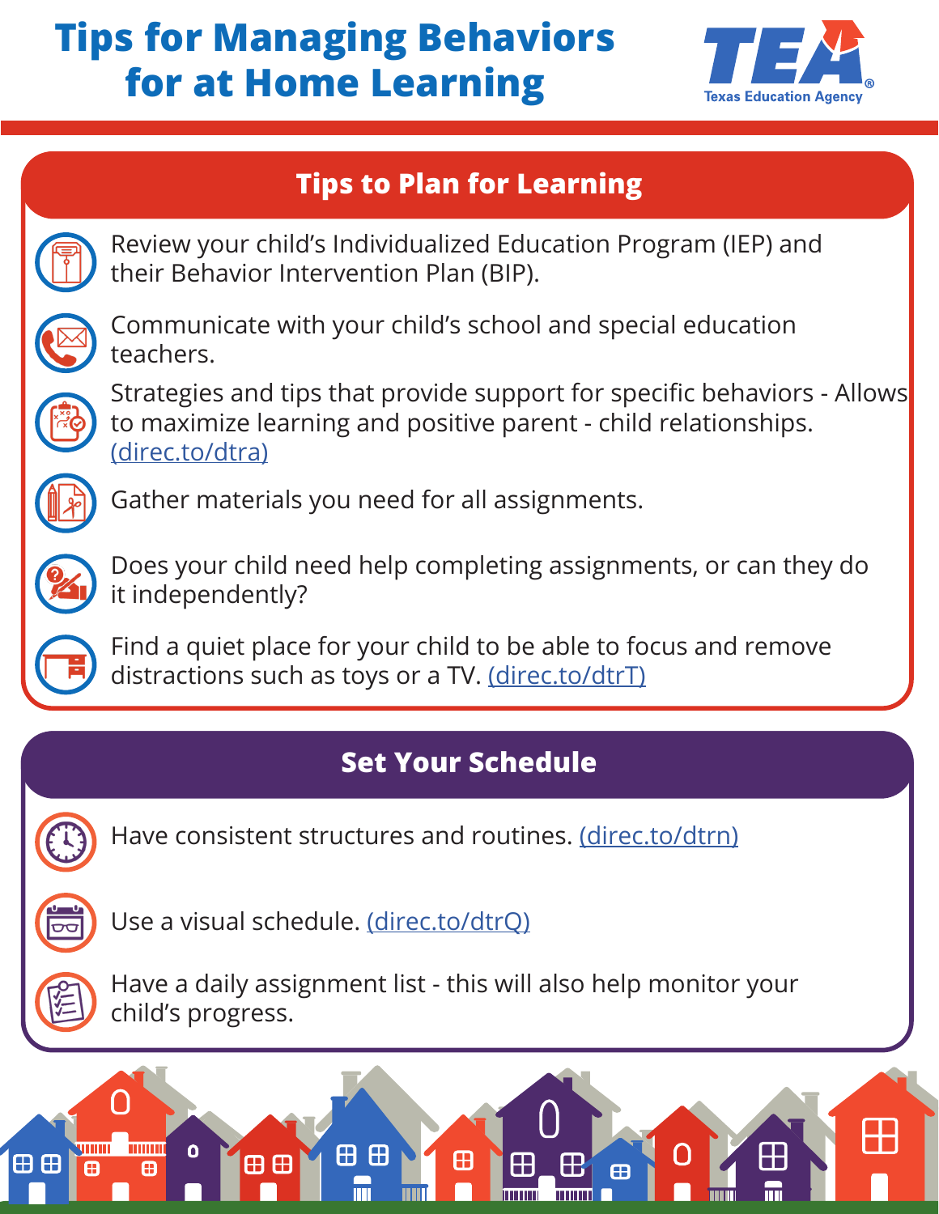# Tips for Managing Behaviors for at Home Learning

TEA Texas Education Agency

## Tips to Plan for Learning

- Review your child's Individualized Education Program (IEP) and their Behavior Intervention Plan (BIP).
- Communicate with your child's school and special education teachers.
- Strategies and tips that provide support for specific behaviors - Allows to maximize learning and positive parent - child relationships. (direc.to/dtra)
- Gather materials you need for all assignments.
- Does your child need help completing assignments, or can they do it independently?
- Find a quiet place for your child to be able to focus and remove distractions such as toys or a TV. (direc.to/dtrT)

## Set Your Schedule

- Have consistent structures and routines. (direc.to/dtrn)
- Use a visual schedule. (direc.to/dtrQ)
- Have a daily assignment list - this will also help monitor your child's progress.